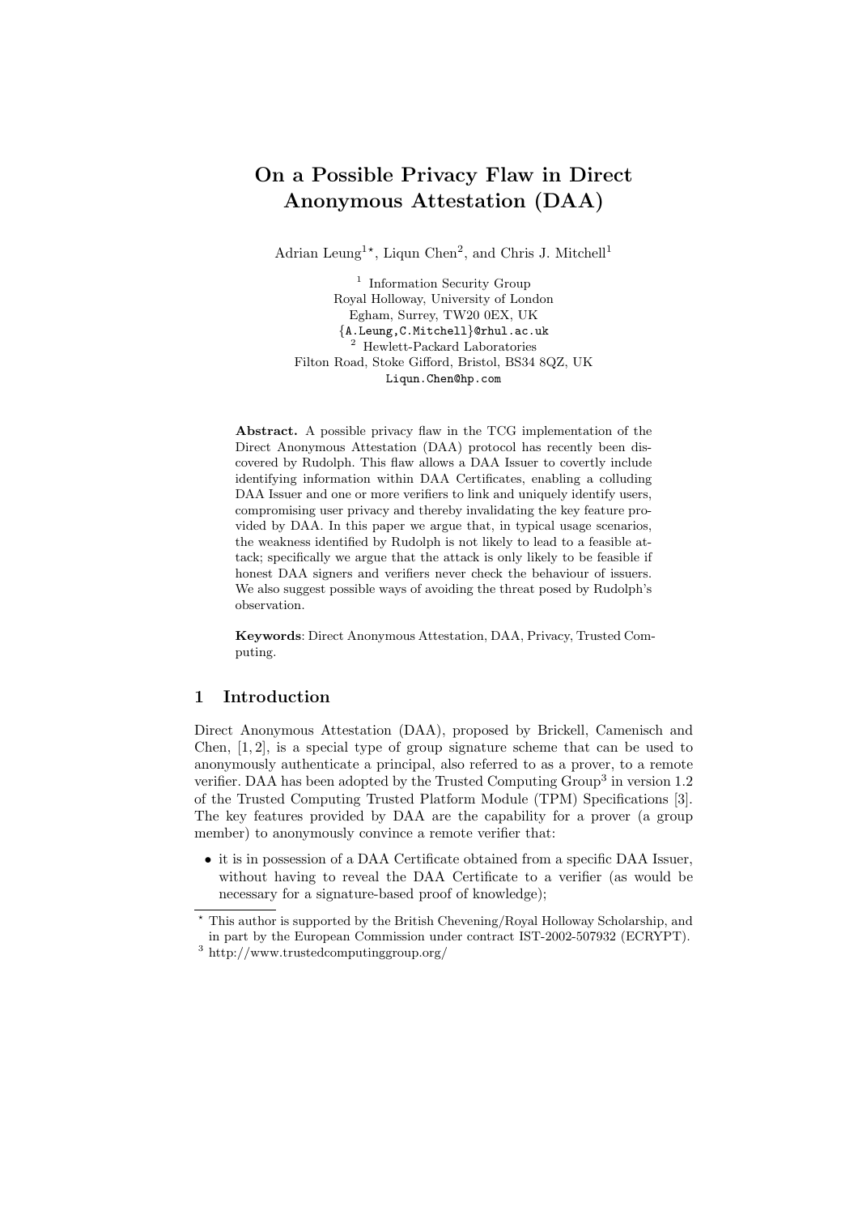# On a Possible Privacy Flaw in Direct Anonymous Attestation (DAA)

Adrian Leung[1*], Liqun Chen[2], and Chris J. Mitchell[1]

[1] Information Security Group
Royal Holloway, University of London
Egham, Surrey, TW20 0EX, UK
{A.Leung,C.Mitchell}@rhul.ac.uk

[2] Hewlett-Packard Laboratories
Filton Road, Stoke Gifford, Bristol, BS34 8QZ, UK
Liqun.Chen@hp.com

**Abstract.** A possible privacy flaw in the TCG implementation of the Direct Anonymous Attestation (DAA) protocol has recently been discovered by Rudolph. This flaw allows a DAA Issuer to covertly include identifying information within DAA Certificates, enabling a colluding DAA Issuer and one or more verifiers to link and uniquely identify users, compromising user privacy and thereby invalidating the key feature provided by DAA. In this paper we argue that, in typical usage scenarios, the weakness identified by Rudolph is not likely to lead to a feasible attack; specifically we argue that the attack is only likely to be feasible if honest DAA signers and verifiers never check the behaviour of issuers. We also suggest possible ways of avoiding the threat posed by Rudolph's observation.

**Keywords**: Direct Anonymous Attestation, DAA, Privacy, Trusted Computing.

## 1 Introduction

Direct Anonymous Attestation (DAA), proposed by Brickell, Camenisch and Chen, [1, 2], is a special type of group signature scheme that can be used to anonymously authenticate a principal, also referred to as a prover, to a remote verifier. DAA has been adopted by the Trusted Computing Group[3] in version 1.2 of the Trusted Computing Trusted Platform Module (TPM) Specifications [3]. The key features provided by DAA are the capability for a prover (a group member) to anonymously convince a remote verifier that:

- it is in possession of a DAA Certificate obtained from a specific DAA Issuer, without having to reveal the DAA Certificate to a verifier (as would be necessary for a signature-based proof of knowledge);

---

* This author is supported by the British Chevening/Royal Holloway Scholarship, and in part by the European Commission under contract IST-2002-507932 (ECRYPT).

[3] http://www.trustedcomputinggroup.org/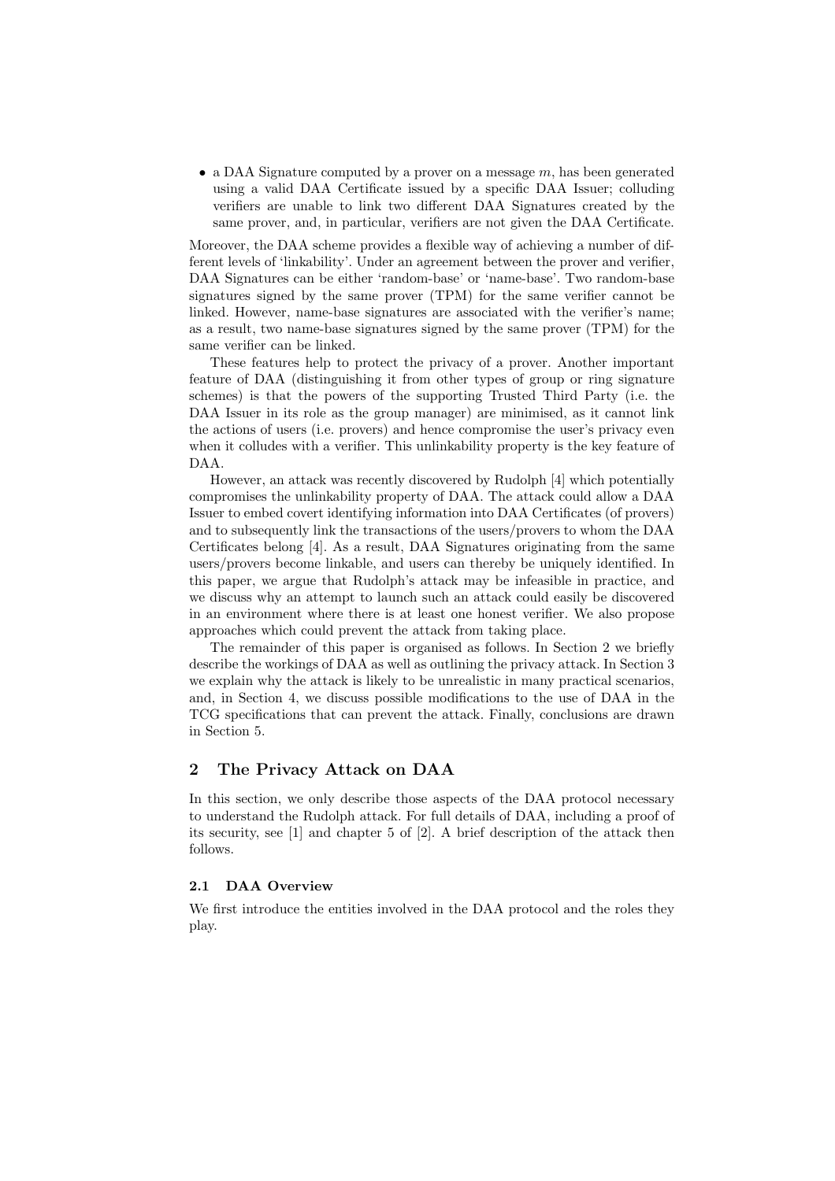- a DAA Signature computed by a prover on a message $m$, has been generated using a valid DAA Certificate issued by a specific DAA Issuer; colluding verifiers are unable to link two different DAA Signatures created by the same prover, and, in particular, verifiers are not given the DAA Certificate.

Moreover, the DAA scheme provides a flexible way of achieving a number of different levels of 'linkability'. Under an agreement between the prover and verifier, DAA Signatures can be either 'random-base' or 'name-base'. Two random-base signatures signed by the same prover (TPM) for the same verifier cannot be linked. However, name-base signatures are associated with the verifier's name; as a result, two name-base signatures signed by the same prover (TPM) for the same verifier can be linked.

These features help to protect the privacy of a prover. Another important feature of DAA (distinguishing it from other types of group or ring signature schemes) is that the powers of the supporting Trusted Third Party (i.e. the DAA Issuer in its role as the group manager) are minimised, as it cannot link the actions of users (i.e. provers) and hence compromise the user's privacy even when it colludes with a verifier. This unlinkability property is the key feature of DAA.

However, an attack was recently discovered by Rudolph [4] which potentially compromises the unlinkability property of DAA. The attack could allow a DAA Issuer to embed covert identifying information into DAA Certificates (of provers) and to subsequently link the transactions of the users/provers to whom the DAA Certificates belong [4]. As a result, DAA Signatures originating from the same users/provers become linkable, and users can thereby be uniquely identified. In this paper, we argue that Rudolph's attack may be infeasible in practice, and we discuss why an attempt to launch such an attack could easily be discovered in an environment where there is at least one honest verifier. We also propose approaches which could prevent the attack from taking place.

The remainder of this paper is organised as follows. In Section 2 we briefly describe the workings of DAA as well as outlining the privacy attack. In Section 3 we explain why the attack is likely to be unrealistic in many practical scenarios, and, in Section 4, we discuss possible modifications to the use of DAA in the TCG specifications that can prevent the attack. Finally, conclusions are drawn in Section 5.

## 2 The Privacy Attack on DAA

In this section, we only describe those aspects of the DAA protocol necessary to understand the Rudolph attack. For full details of DAA, including a proof of its security, see [1] and chapter 5 of [2]. A brief description of the attack then follows.

### 2.1 DAA Overview

We first introduce the entities involved in the DAA protocol and the roles they play.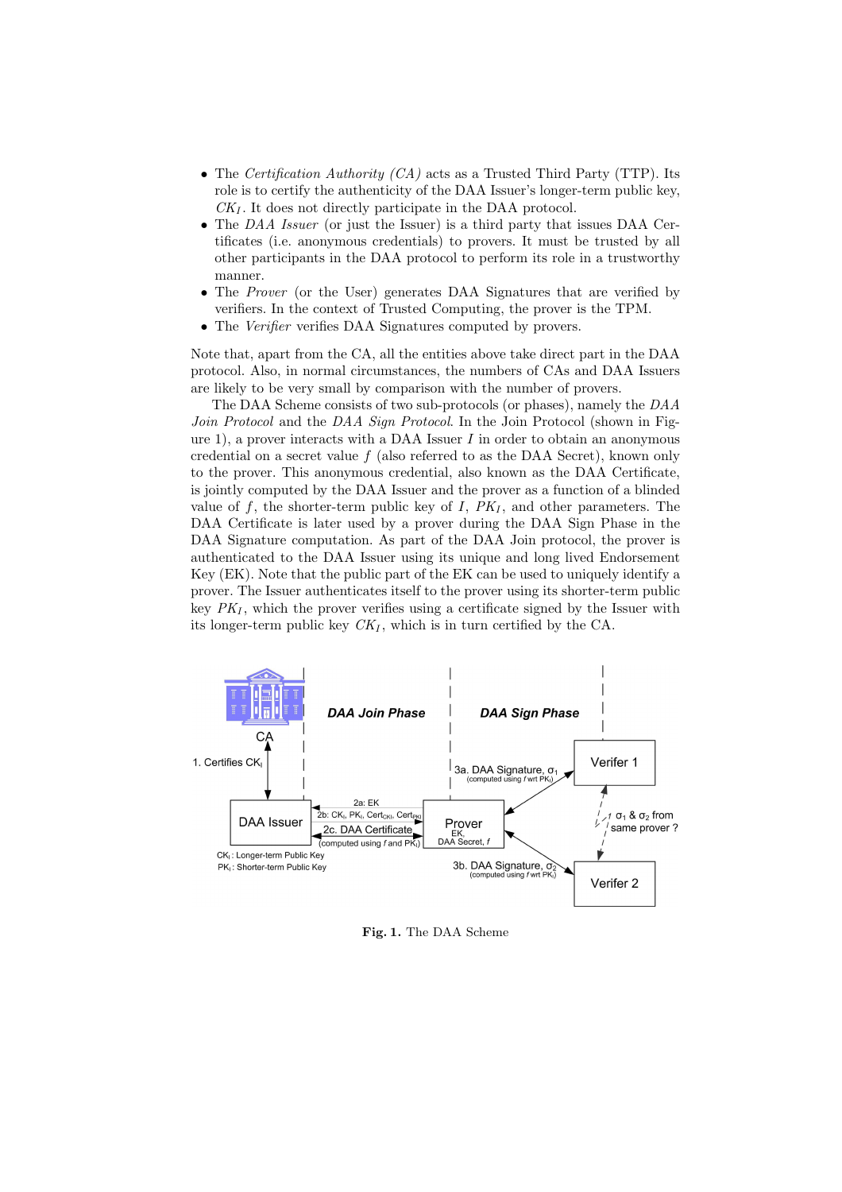- The *Certification Authority (CA)* acts as a Trusted Third Party (TTP). Its role is to certify the authenticity of the DAA Issuer's longer-term public key, $CK_I$. It does not directly participate in the DAA protocol.
- The *DAA Issuer* (or just the Issuer) is a third party that issues DAA Certificates (i.e. anonymous credentials) to provers. It must be trusted by all other participants in the DAA protocol to perform its role in a trustworthy manner.
- The *Prover* (or the User) generates DAA Signatures that are verified by verifiers. In the context of Trusted Computing, the prover is the TPM.
- The *Verifier* verifies DAA Signatures computed by provers.

Note that, apart from the CA, all the entities above take direct part in the DAA protocol. Also, in normal circumstances, the numbers of CAs and DAA Issuers are likely to be very small by comparison with the number of provers.

The DAA Scheme consists of two sub-protocols (or phases), namely the *DAA Join Protocol* and the *DAA Sign Protocol*. In the Join Protocol (shown in Figure 1), a prover interacts with a DAA Issuer $I$ in order to obtain an anonymous credential on a secret value $f$ (also referred to as the DAA Secret), known only to the prover. This anonymous credential, also known as the DAA Certificate, is jointly computed by the DAA Issuer and the prover as a function of a blinded value of $f$, the shorter-term public key of $I$, $PK_I$, and other parameters. The DAA Certificate is later used by a prover during the DAA Sign Phase in the DAA Signature computation. As part of the DAA Join protocol, the prover is authenticated to the DAA Issuer using its unique and long lived Endorsement Key (EK). Note that the public part of the EK can be used to uniquely identify a prover. The Issuer authenticates itself to the prover using its shorter-term public key $PK_I$, which the prover verifies using a certificate signed by the Issuer with its longer-term public key $CK_I$, which is in turn certified by the CA.

**Fig. 1.** The DAA Scheme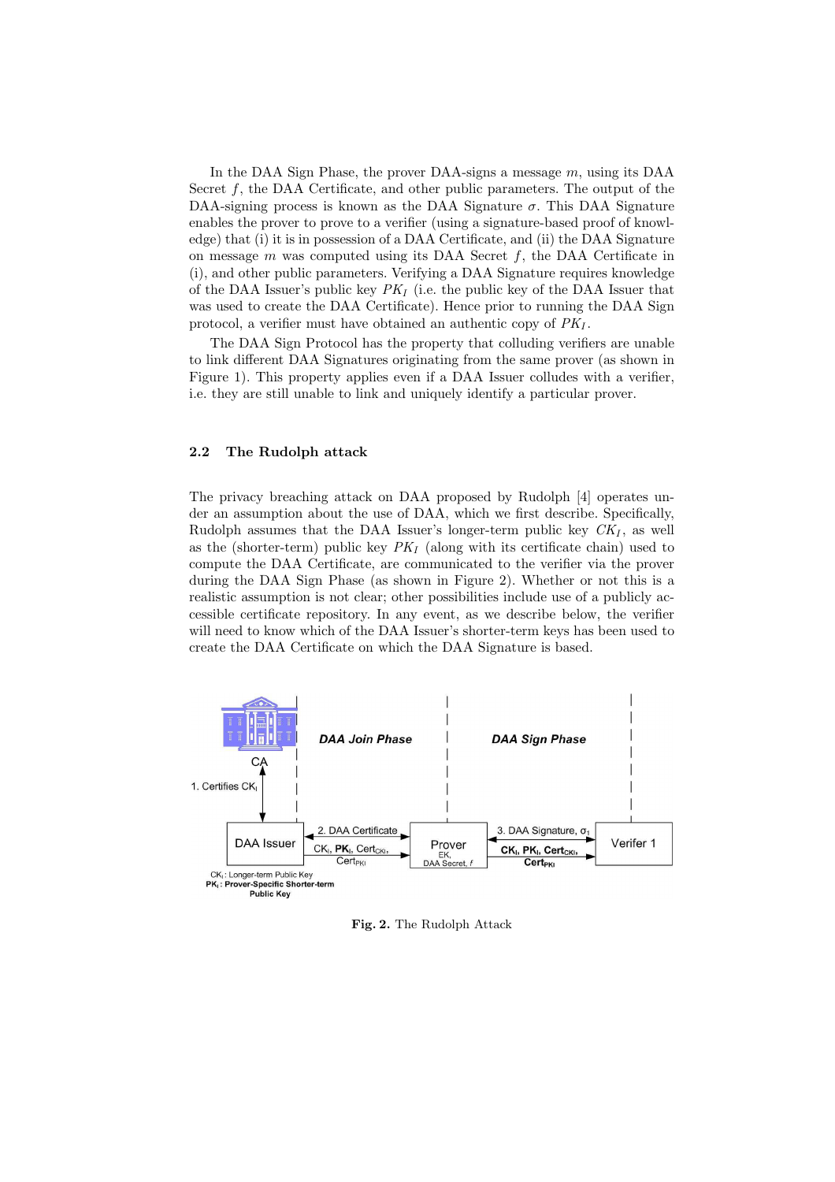In the DAA Sign Phase, the prover DAA-signs a message $m$, using its DAA Secret $f$, the DAA Certificate, and other public parameters. The output of the DAA-signing process is known as the DAA Signature $\sigma$. This DAA Signature enables the prover to prove to a verifier (using a signature-based proof of knowledge) that (i) it is in possession of a DAA Certificate, and (ii) the DAA Signature on message $m$ was computed using its DAA Secret $f$, the DAA Certificate in (i), and other public parameters. Verifying a DAA Signature requires knowledge of the DAA Issuer's public key $PK_I$ (i.e. the public key of the DAA Issuer that was used to create the DAA Certificate). Hence prior to running the DAA Sign protocol, a verifier must have obtained an authentic copy of $PK_I$.

The DAA Sign Protocol has the property that colluding verifiers are unable to link different DAA Signatures originating from the same prover (as shown in Figure 1). This property applies even if a DAA Issuer colludes with a verifier, i.e. they are still unable to link and uniquely identify a particular prover.

### 2.2 The Rudolph attack

The privacy breaching attack on DAA proposed by Rudolph [4] operates under an assumption about the use of DAA, which we first describe. Specifically, Rudolph assumes that the DAA Issuer's longer-term public key $CK_I$, as well as the (shorter-term) public key $PK_I$ (along with its certificate chain) used to compute the DAA Certificate, are communicated to the verifier via the prover during the DAA Sign Phase (as shown in Figure 2). Whether or not this is a realistic assumption is not clear; other possibilities include use of a publicly accessible certificate repository. In any event, as we describe below, the verifier will need to know which of the DAA Issuer's shorter-term keys has been used to create the DAA Certificate on which the DAA Signature is based.

**Fig. 2.** The Rudolph Attack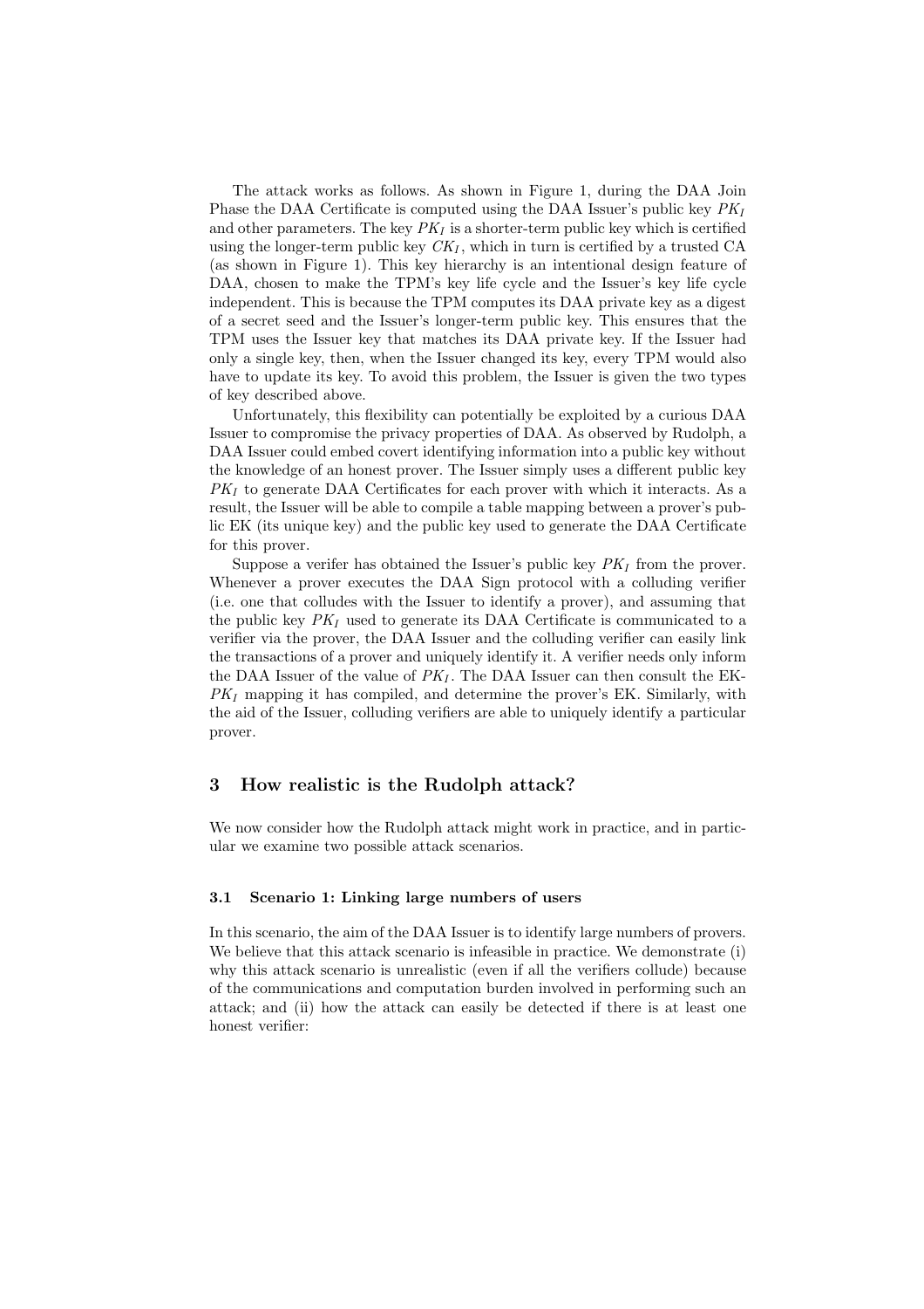The attack works as follows. As shown in Figure 1, during the DAA Join Phase the DAA Certificate is computed using the DAA Issuer's public key $PK_I$ and other parameters. The key $PK_I$ is a shorter-term public key which is certified using the longer-term public key $CK_I$, which in turn is certified by a trusted CA (as shown in Figure 1). This key hierarchy is an intentional design feature of DAA, chosen to make the TPM's key life cycle and the Issuer's key life cycle independent. This is because the TPM computes its DAA private key as a digest of a secret seed and the Issuer's longer-term public key. This ensures that the TPM uses the Issuer key that matches its DAA private key. If the Issuer had only a single key, then, when the Issuer changed its key, every TPM would also have to update its key. To avoid this problem, the Issuer is given the two types of key described above.

Unfortunately, this flexibility can potentially be exploited by a curious DAA Issuer to compromise the privacy properties of DAA. As observed by Rudolph, a DAA Issuer could embed covert identifying information into a public key without the knowledge of an honest prover. The Issuer simply uses a different public key $PK_I$ to generate DAA Certificates for each prover with which it interacts. As a result, the Issuer will be able to compile a table mapping between a prover's public EK (its unique key) and the public key used to generate the DAA Certificate for this prover.

Suppose a verifer has obtained the Issuer's public key $PK_I$ from the prover. Whenever a prover executes the DAA Sign protocol with a colluding verifier (i.e. one that colludes with the Issuer to identify a prover), and assuming that the public key $PK_I$ used to generate its DAA Certificate is communicated to a verifier via the prover, the DAA Issuer and the colluding verifier can easily link the transactions of a prover and uniquely identify it. A verifier needs only inform the DAA Issuer of the value of $PK_I$. The DAA Issuer can then consult the EK-$PK_I$ mapping it has compiled, and determine the prover's EK. Similarly, with the aid of the Issuer, colluding verifiers are able to uniquely identify a particular prover.

## 3 How realistic is the Rudolph attack?

We now consider how the Rudolph attack might work in practice, and in particular we examine two possible attack scenarios.

### 3.1 Scenario 1: Linking large numbers of users

In this scenario, the aim of the DAA Issuer is to identify large numbers of provers. We believe that this attack scenario is infeasible in practice. We demonstrate (i) why this attack scenario is unrealistic (even if all the verifiers collude) because of the communications and computation burden involved in performing such an attack; and (ii) how the attack can easily be detected if there is at least one honest verifier: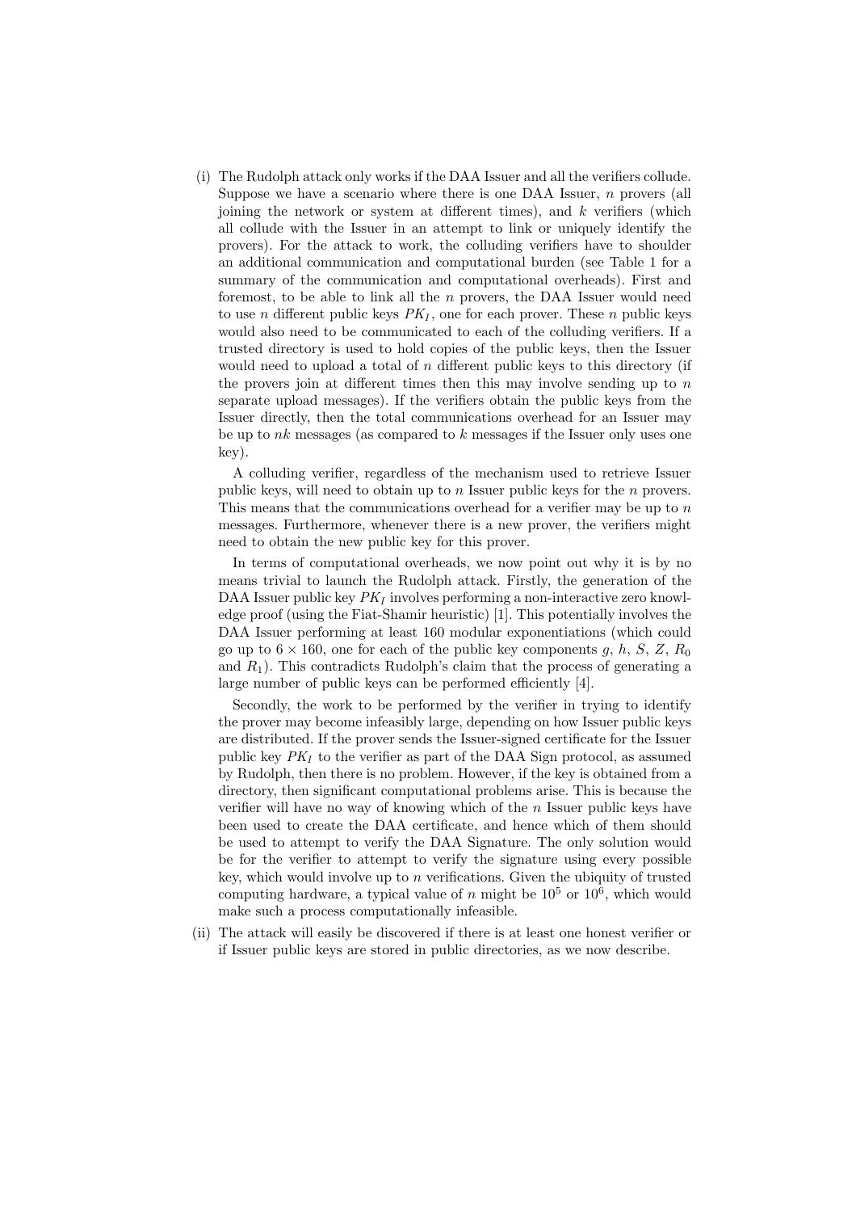(i) The Rudolph attack only works if the DAA Issuer and all the verifiers collude. Suppose we have a scenario where there is one DAA Issuer, $n$ provers (all joining the network or system at different times), and $k$ verifiers (which all collude with the Issuer in an attempt to link or uniquely identify the provers). For the attack to work, the colluding verifiers have to shoulder an additional communication and computational burden (see Table 1 for a summary of the communication and computational overheads). First and foremost, to be able to link all the $n$ provers, the DAA Issuer would need to use $n$ different public keys $PK_I$, one for each prover. These $n$ public keys would also need to be communicated to each of the colluding verifiers. If a trusted directory is used to hold copies of the public keys, then the Issuer would need to upload a total of $n$ different public keys to this directory (if the provers join at different times then this may involve sending up to $n$ separate upload messages). If the verifiers obtain the public keys from the Issuer directly, then the total communications overhead for an Issuer may be up to $nk$ messages (as compared to $k$ messages if the Issuer only uses one key).

    A colluding verifier, regardless of the mechanism used to retrieve Issuer public keys, will need to obtain up to $n$ Issuer public keys for the $n$ provers. This means that the communications overhead for a verifier may be up to $n$ messages. Furthermore, whenever there is a new prover, the verifiers might need to obtain the new public key for this prover.

    In terms of computational overheads, we now point out why it is by no means trivial to launch the Rudolph attack. Firstly, the generation of the DAA Issuer public key $PK_I$ involves performing a non-interactive zero knowledge proof (using the Fiat-Shamir heuristic) [1]. This potentially involves the DAA Issuer performing at least 160 modular exponentiations (which could go up to $6 \times 160$, one for each of the public key components $g$, $h$, $S$, $Z$, $R_0$ and $R_1$). This contradicts Rudolph's claim that the process of generating a large number of public keys can be performed efficiently [4].

    Secondly, the work to be performed by the verifier in trying to identify the prover may become infeasibly large, depending on how Issuer public keys are distributed. If the prover sends the Issuer-signed certificate for the Issuer public key $PK_I$ to the verifier as part of the DAA Sign protocol, as assumed by Rudolph, then there is no problem. However, if the key is obtained from a directory, then significant computational problems arise. This is because the verifier will have no way of knowing which of the $n$ Issuer public keys have been used to create the DAA certificate, and hence which of them should be used to attempt to verify the DAA Signature. The only solution would be for the verifier to attempt to verify the signature using every possible key, which would involve up to $n$ verifications. Given the ubiquity of trusted computing hardware, a typical value of $n$ might be $10^5$ or $10^6$, which would make such a process computationally infeasible.

(ii) The attack will easily be discovered if there is at least one honest verifier or if Issuer public keys are stored in public directories, as we now describe.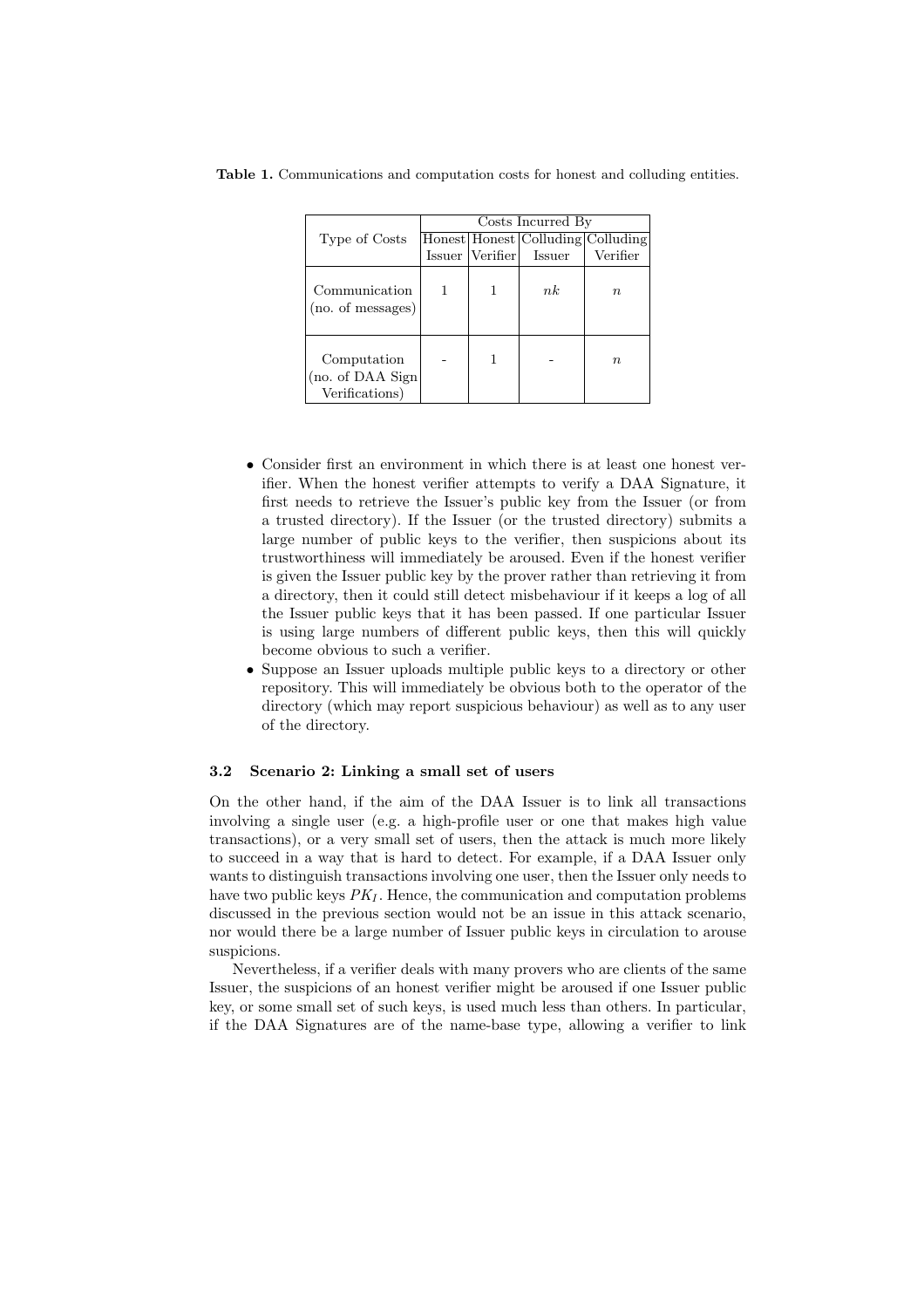**Table 1.** Communications and computation costs for honest and colluding entities.

| Type of Costs | Costs Incurred By | | | |
|---|---|---|---|---|
| | Honest Issuer | Honest Verifier | Colluding Issuer | Colluding Verifier |
| Communication (no. of messages) | 1 | 1 | $nk$ | $n$ |
| Computation (no. of DAA Sign Verifications) | - | 1 | - | $n$ |

- Consider first an environment in which there is at least one honest verifier. When the honest verifier attempts to verify a DAA Signature, it first needs to retrieve the Issuer's public key from the Issuer (or from a trusted directory). If the Issuer (or the trusted directory) submits a large number of public keys to the verifier, then suspicions about its trustworthiness will immediately be aroused. Even if the honest verifier is given the Issuer public key by the prover rather than retrieving it from a directory, then it could still detect misbehaviour if it keeps a log of all the Issuer public keys that it has been passed. If one particular Issuer is using large numbers of different public keys, then this will quickly become obvious to such a verifier.
- Suppose an Issuer uploads multiple public keys to a directory or other repository. This will immediately be obvious both to the operator of the directory (which may report suspicious behaviour) as well as to any user of the directory.

### 3.2 Scenario 2: Linking a small set of users

On the other hand, if the aim of the DAA Issuer is to link all transactions involving a single user (e.g. a high-profile user or one that makes high value transactions), or a very small set of users, then the attack is much more likely to succeed in a way that is hard to detect. For example, if a DAA Issuer only wants to distinguish transactions involving one user, then the Issuer only needs to have two public keys $PK_I$. Hence, the communication and computation problems discussed in the previous section would not be an issue in this attack scenario, nor would there be a large number of Issuer public keys in circulation to arouse suspicions.

Nevertheless, if a verifier deals with many provers who are clients of the same Issuer, the suspicions of an honest verifier might be aroused if one Issuer public key, or some small set of such keys, is used much less than others. In particular, if the DAA Signatures are of the name-base type, allowing a verifier to link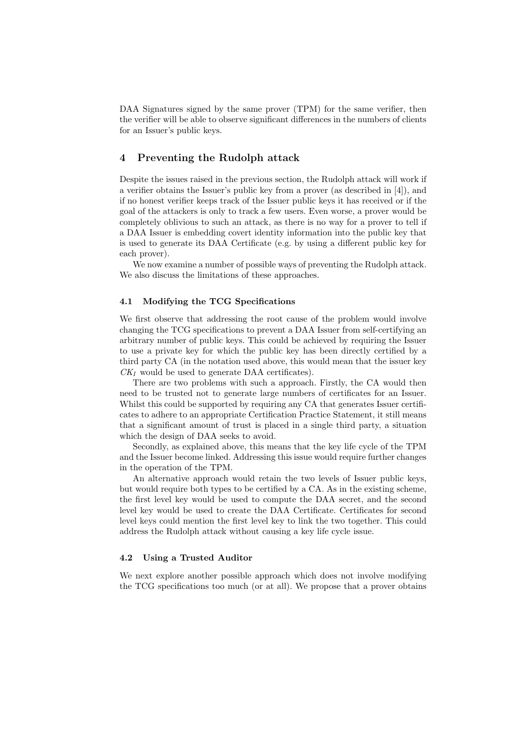DAA Signatures signed by the same prover (TPM) for the same verifier, then the verifier will be able to observe significant differences in the numbers of clients for an Issuer's public keys.

## 4 Preventing the Rudolph attack

Despite the issues raised in the previous section, the Rudolph attack will work if a verifier obtains the Issuer's public key from a prover (as described in [4]), and if no honest verifier keeps track of the Issuer public keys it has received or if the goal of the attackers is only to track a few users. Even worse, a prover would be completely oblivious to such an attack, as there is no way for a prover to tell if a DAA Issuer is embedding covert identity information into the public key that is used to generate its DAA Certificate (e.g. by using a different public key for each prover).

We now examine a number of possible ways of preventing the Rudolph attack. We also discuss the limitations of these approaches.

### 4.1 Modifying the TCG Specifications

We first observe that addressing the root cause of the problem would involve changing the TCG specifications to prevent a DAA Issuer from self-certifying an arbitrary number of public keys. This could be achieved by requiring the Issuer to use a private key for which the public key has been directly certified by a third party CA (in the notation used above, this would mean that the issuer key $CK_I$ would be used to generate DAA certificates).

There are two problems with such a approach. Firstly, the CA would then need to be trusted not to generate large numbers of certificates for an Issuer. Whilst this could be supported by requiring any CA that generates Issuer certificates to adhere to an appropriate Certification Practice Statement, it still means that a significant amount of trust is placed in a single third party, a situation which the design of DAA seeks to avoid.

Secondly, as explained above, this means that the key life cycle of the TPM and the Issuer become linked. Addressing this issue would require further changes in the operation of the TPM.

An alternative approach would retain the two levels of Issuer public keys, but would require both types to be certified by a CA. As in the existing scheme, the first level key would be used to compute the DAA secret, and the second level key would be used to create the DAA Certificate. Certificates for second level keys could mention the first level key to link the two together. This could address the Rudolph attack without causing a key life cycle issue.

### 4.2 Using a Trusted Auditor

We next explore another possible approach which does not involve modifying the TCG specifications too much (or at all). We propose that a prover obtains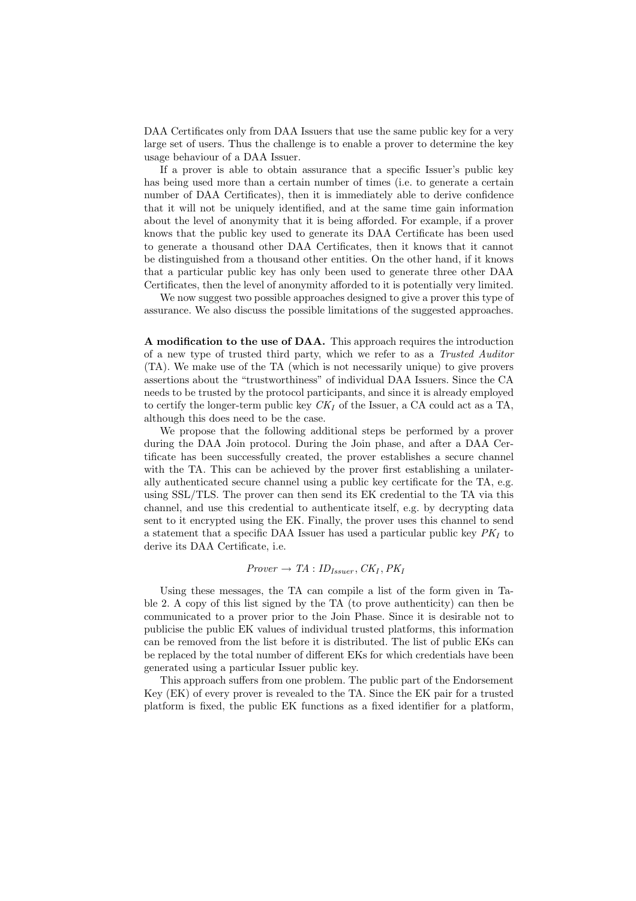DAA Certificates only from DAA Issuers that use the same public key for a very large set of users. Thus the challenge is to enable a prover to determine the key usage behaviour of a DAA Issuer.

If a prover is able to obtain assurance that a specific Issuer's public key has being used more than a certain number of times (i.e. to generate a certain number of DAA Certificates), then it is immediately able to derive confidence that it will not be uniquely identified, and at the same time gain information about the level of anonymity that it is being afforded. For example, if a prover knows that the public key used to generate its DAA Certificate has been used to generate a thousand other DAA Certificates, then it knows that it cannot be distinguished from a thousand other entities. On the other hand, if it knows that a particular public key has only been used to generate three other DAA Certificates, then the level of anonymity afforded to it is potentially very limited.

We now suggest two possible approaches designed to give a prover this type of assurance. We also discuss the possible limitations of the suggested approaches.

**A modification to the use of DAA.** This approach requires the introduction of a new type of trusted third party, which we refer to as a *Trusted Auditor* (TA). We make use of the TA (which is not necessarily unique) to give provers assertions about the "trustworthiness" of individual DAA Issuers. Since the CA needs to be trusted by the protocol participants, and since it is already employed to certify the longer-term public key $CK_I$ of the Issuer, a CA could act as a TA, although this does need to be the case.

We propose that the following additional steps be performed by a prover during the DAA Join protocol. During the Join phase, and after a DAA Certificate has been successfully created, the prover establishes a secure channel with the TA. This can be achieved by the prover first establishing a unilaterally authenticated secure channel using a public key certificate for the TA, e.g. using SSL/TLS. The prover can then send its EK credential to the TA via this channel, and use this credential to authenticate itself, e.g. by decrypting data sent to it encrypted using the EK. Finally, the prover uses this channel to send a statement that a specific DAA Issuer has used a particular public key $PK_I$ to derive its DAA Certificate, i.e.

$$Prover \rightarrow TA : ID_{Issuer}, CK_I, PK_I$$

Using these messages, the TA can compile a list of the form given in Table 2. A copy of this list signed by the TA (to prove authenticity) can then be communicated to a prover prior to the Join Phase. Since it is desirable not to publicise the public EK values of individual trusted platforms, this information can be removed from the list before it is distributed. The list of public EKs can be replaced by the total number of different EKs for which credentials have been generated using a particular Issuer public key.

This approach suffers from one problem. The public part of the Endorsement Key (EK) of every prover is revealed to the TA. Since the EK pair for a trusted platform is fixed, the public EK functions as a fixed identifier for a platform,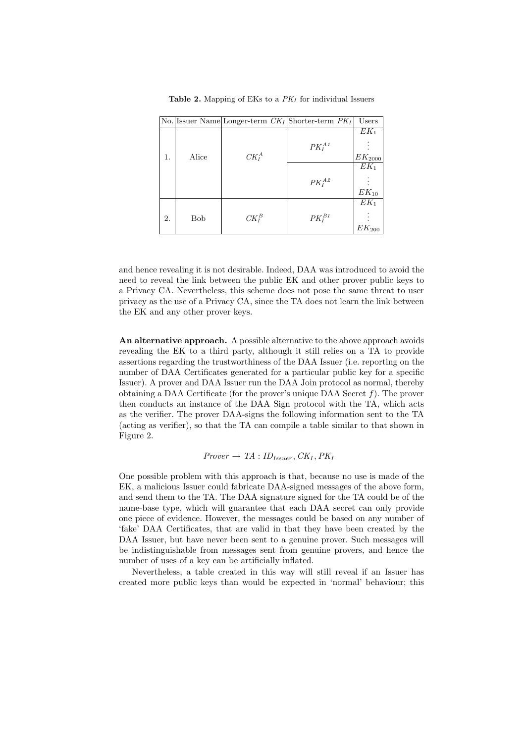**Table 2.** Mapping of EKs to a $PK_I$ for individual Issuers

| No. | Issuer Name | Longer-term $CK_I$ | Shorter-term $PK_I$ | Users |
|---|---|---|---|---|
| 1. | Alice | $CK_I^A$ | $PK_I^{A1}$ | $EK_1$ ⋮ $EK_{2000}$ |
| | | | $PK_I^{A2}$ | $EK_1$ ⋮ $EK_{10}$ |
| 2. | Bob | $CK_I^B$ | $PK_I^{B1}$ | $EK_1$ ⋮ $EK_{200}$ |

and hence revealing it is not desirable. Indeed, DAA was introduced to avoid the need to reveal the link between the public EK and other prover public keys to a Privacy CA. Nevertheless, this scheme does not pose the same threat to user privacy as the use of a Privacy CA, since the TA does not learn the link between the EK and any other prover keys.

**An alternative approach.** A possible alternative to the above approach avoids revealing the EK to a third party, although it still relies on a TA to provide assertions regarding the trustworthiness of the DAA Issuer (i.e. reporting on the number of DAA Certificates generated for a particular public key for a specific Issuer). A prover and DAA Issuer run the DAA Join protocol as normal, thereby obtaining a DAA Certificate (for the prover's unique DAA Secret $f$). The prover then conducts an instance of the DAA Sign protocol with the TA, which acts as the verifier. The prover DAA-signs the following information sent to the TA (acting as verifier), so that the TA can compile a table similar to that shown in Figure 2.

$$Prover \rightarrow TA : ID_{Issuer}, CK_I, PK_I$$

One possible problem with this approach is that, because no use is made of the EK, a malicious Issuer could fabricate DAA-signed messages of the above form, and send them to the TA. The DAA signature signed for the TA could be of the name-base type, which will guarantee that each DAA secret can only provide one piece of evidence. However, the messages could be based on any number of 'fake' DAA Certificates, that are valid in that they have been created by the DAA Issuer, but have never been sent to a genuine prover. Such messages will be indistinguishable from messages sent from genuine provers, and hence the number of uses of a key can be artificially inflated.

Nevertheless, a table created in this way will still reveal if an Issuer has created more public keys than would be expected in 'normal' behaviour; this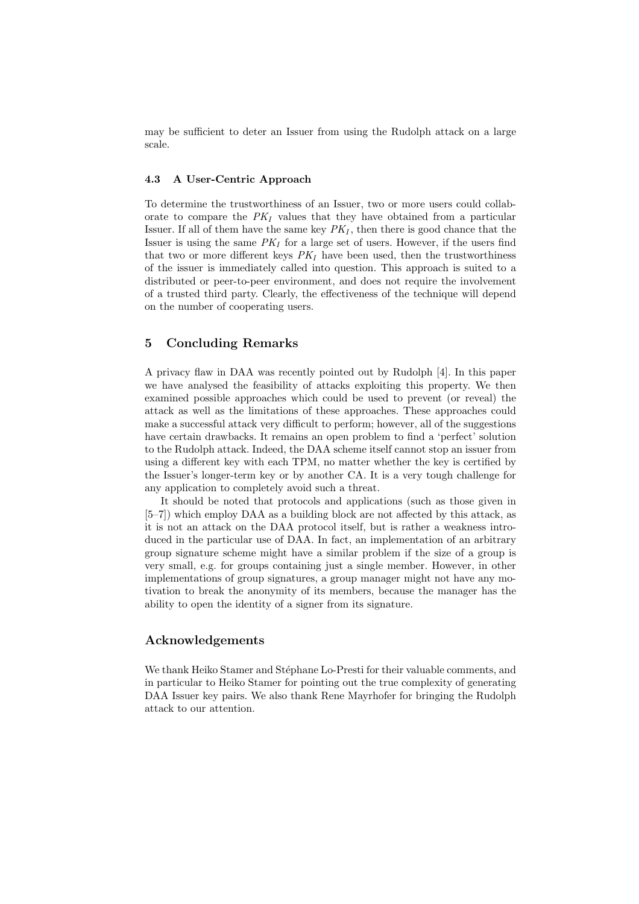may be sufficient to deter an Issuer from using the Rudolph attack on a large scale.

### 4.3 A User-Centric Approach

To determine the trustworthiness of an Issuer, two or more users could collaborate to compare the $PK_I$ values that they have obtained from a particular Issuer. If all of them have the same key $PK_I$, then there is good chance that the Issuer is using the same $PK_I$ for a large set of users. However, if the users find that two or more different keys $PK_I$ have been used, then the trustworthiness of the issuer is immediately called into question. This approach is suited to a distributed or peer-to-peer environment, and does not require the involvement of a trusted third party. Clearly, the effectiveness of the technique will depend on the number of cooperating users.

## 5 Concluding Remarks

A privacy flaw in DAA was recently pointed out by Rudolph [4]. In this paper we have analysed the feasibility of attacks exploiting this property. We then examined possible approaches which could be used to prevent (or reveal) the attack as well as the limitations of these approaches. These approaches could make a successful attack very difficult to perform; however, all of the suggestions have certain drawbacks. It remains an open problem to find a 'perfect' solution to the Rudolph attack. Indeed, the DAA scheme itself cannot stop an issuer from using a different key with each TPM, no matter whether the key is certified by the Issuer's longer-term key or by another CA. It is a very tough challenge for any application to completely avoid such a threat.

It should be noted that protocols and applications (such as those given in [5–7]) which employ DAA as a building block are not affected by this attack, as it is not an attack on the DAA protocol itself, but is rather a weakness introduced in the particular use of DAA. In fact, an implementation of an arbitrary group signature scheme might have a similar problem if the size of a group is very small, e.g. for groups containing just a single member. However, in other implementations of group signatures, a group manager might not have any motivation to break the anonymity of its members, because the manager has the ability to open the identity of a signer from its signature.

## Acknowledgements

We thank Heiko Stamer and Stéphane Lo-Presti for their valuable comments, and in particular to Heiko Stamer for pointing out the true complexity of generating DAA Issuer key pairs. We also thank Rene Mayrhofer for bringing the Rudolph attack to our attention.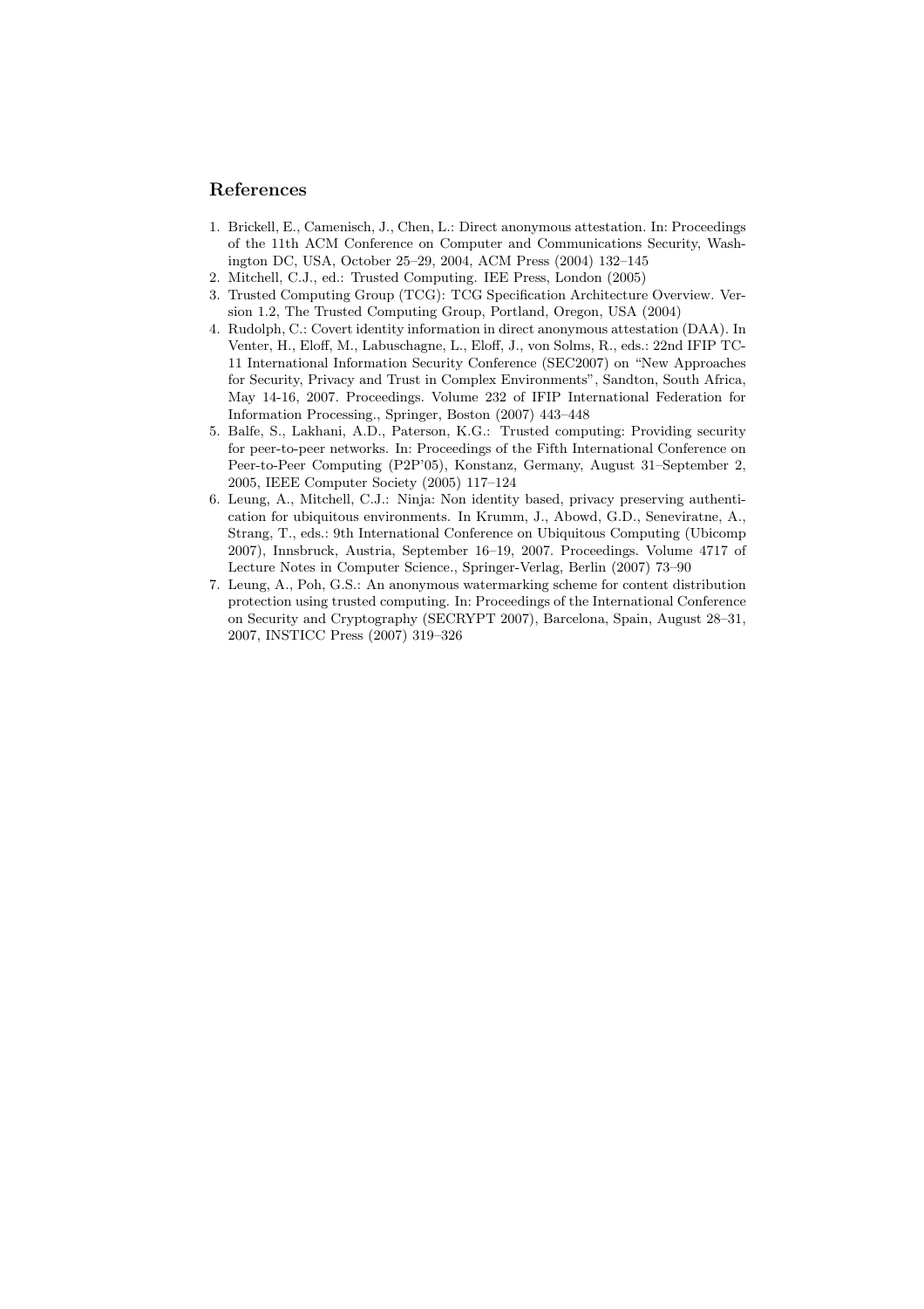## References

1. Brickell, E., Camenisch, J., Chen, L.: Direct anonymous attestation. In: Proceedings of the 11th ACM Conference on Computer and Communications Security, Washington DC, USA, October 25–29, 2004, ACM Press (2004) 132–145
2. Mitchell, C.J., ed.: Trusted Computing. IEE Press, London (2005)
3. Trusted Computing Group (TCG): TCG Specification Architecture Overview. Version 1.2, The Trusted Computing Group, Portland, Oregon, USA (2004)
4. Rudolph, C.: Covert identity information in direct anonymous attestation (DAA). In Venter, H., Eloff, M., Labuschagne, L., Eloff, J., von Solms, R., eds.: 22nd IFIP TC-11 International Information Security Conference (SEC2007) on "New Approaches for Security, Privacy and Trust in Complex Environments", Sandton, South Africa, May 14-16, 2007. Proceedings. Volume 232 of IFIP International Federation for Information Processing., Springer, Boston (2007) 443–448
5. Balfe, S., Lakhani, A.D., Paterson, K.G.: Trusted computing: Providing security for peer-to-peer networks. In: Proceedings of the Fifth International Conference on Peer-to-Peer Computing (P2P'05), Konstanz, Germany, August 31–September 2, 2005, IEEE Computer Society (2005) 117–124
6. Leung, A., Mitchell, C.J.: Ninja: Non identity based, privacy preserving authentication for ubiquitous environments. In Krumm, J., Abowd, G.D., Seneviratne, A., Strang, T., eds.: 9th International Conference on Ubiquitous Computing (Ubicomp 2007), Innsbruck, Austria, September 16–19, 2007. Proceedings. Volume 4717 of Lecture Notes in Computer Science., Springer-Verlag, Berlin (2007) 73–90
7. Leung, A., Poh, G.S.: An anonymous watermarking scheme for content distribution protection using trusted computing. In: Proceedings of the International Conference on Security and Cryptography (SECRYPT 2007), Barcelona, Spain, August 28–31, 2007, INSTICC Press (2007) 319–326